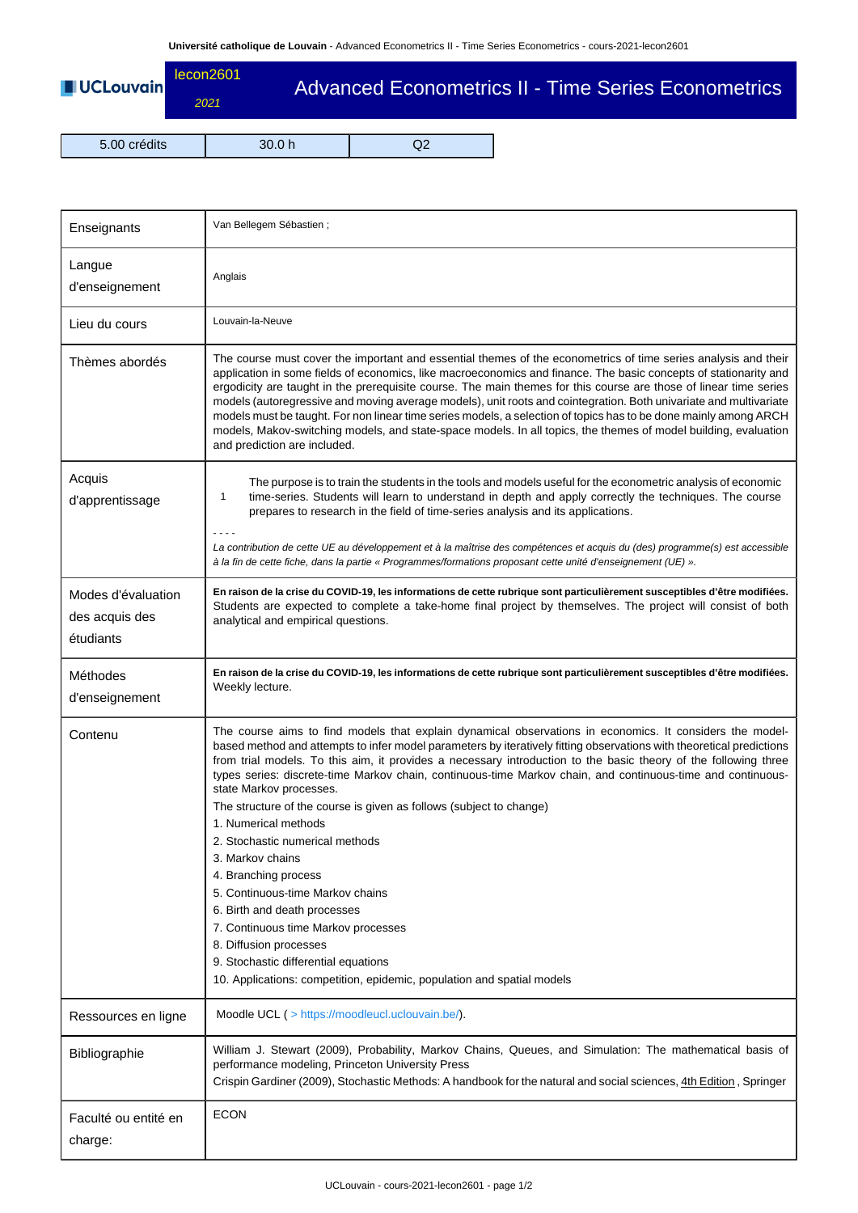# Advanced Econometrics II - Time Series Econometrics

lecon2601
*2021*

| 5.00 crédits | 30.0 h | Q2 |
|---|---|---|

| | |
|---|---|
| Enseignants | Van Bellegem Sébastien ; |
| Langue d'enseignement | Anglais |
| Lieu du cours | Louvain-la-Neuve |
| Thèmes abordés | The course must cover the important and essential themes of the econometrics of time series analysis and their application in some fields of economics, like macroeconomics and finance. The basic concepts of stationarity and ergodicity are taught in the prerequisite course. The main themes for this course are those of linear time series models (autoregressive and moving average models), unit roots and cointegration. Both univariate and multivariate models must be taught. For non linear time series models, a selection of topics has to be done mainly among ARCH models, Makov-switching models, and state-space models. In all topics, the themes of model building, evaluation and prediction are included. |
| Acquis d'apprentissage | 1 The purpose is to train the students in the tools and models useful for the econometric analysis of economic time-series. Students will learn to understand in depth and apply correctly the techniques. The course prepares to research in the field of time-series analysis and its applications. <br> - - - - <br> *La contribution de cette UE au développement et à la maîtrise des compétences et acquis du (des) programme(s) est accessible à la fin de cette fiche, dans la partie « Programmes/formations proposant cette unité d'enseignement (UE) ».* |
| Modes d'évaluation des acquis des étudiants | **En raison de la crise du COVID-19, les informations de cette rubrique sont particulièrement susceptibles d'être modifiées.** <br> Students are expected to complete a take-home final project by themselves. The project will consist of both analytical and empirical questions. |
| Méthodes d'enseignement | **En raison de la crise du COVID-19, les informations de cette rubrique sont particulièrement susceptibles d'être modifiées.** <br> Weekly lecture. |
| Contenu | The course aims to find models that explain dynamical observations in economics. It considers the model-based method and attempts to infer model parameters by iteratively fitting observations with theoretical predictions from trial models. To this aim, it provides a necessary introduction to the basic theory of the following three types series: discrete-time Markov chain, continuous-time Markov chain, and continuous-time and continuous-state Markov processes. <br> The structure of the course is given as follows (subject to change) <br> 1. Numerical methods <br> 2. Stochastic numerical methods <br> 3. Markov chains <br> 4. Branching process <br> 5. Continuous-time Markov chains <br> 6. Birth and death processes <br> 7. Continuous time Markov processes <br> 8. Diffusion processes <br> 9. Stochastic differential equations <br> 10. Applications: competition, epidemic, population and spatial models |
| Ressources en ligne | Moodle UCL ( > https://moodleucl.uclouvain.be/). |
| Bibliographie | William J. Stewart (2009), Probability, Markov Chains, Queues, and Simulation: The mathematical basis of performance modeling, Princeton University Press <br> Crispin Gardiner (2009), Stochastic Methods: A handbook for the natural and social sciences, 4th Edition , Springer |
| Faculté ou entité en charge: | ECON |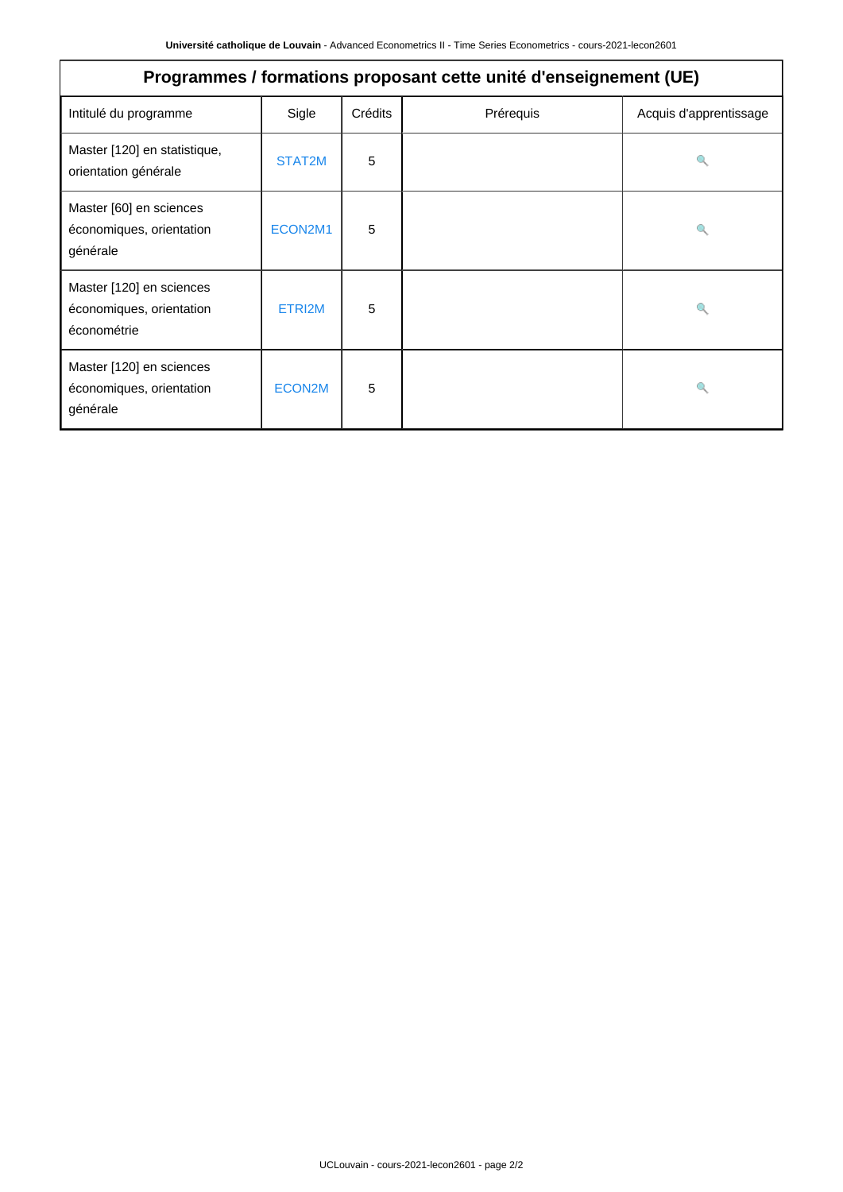## Programmes / formations proposant cette unité d'enseignement (UE)

| Intitulé du programme | Sigle | Crédits | Prérequis | Acquis d'apprentissage |
|---|---|---|---|---|
| Master [120] en statistique, orientation générale | STAT2M | 5 | | |
| Master [60] en sciences économiques, orientation générale | ECON2M1 | 5 | | |
| Master [120] en sciences économiques, orientation économétrie | ETRI2M | 5 | | |
| Master [120] en sciences économiques, orientation générale | ECON2M | 5 | | |